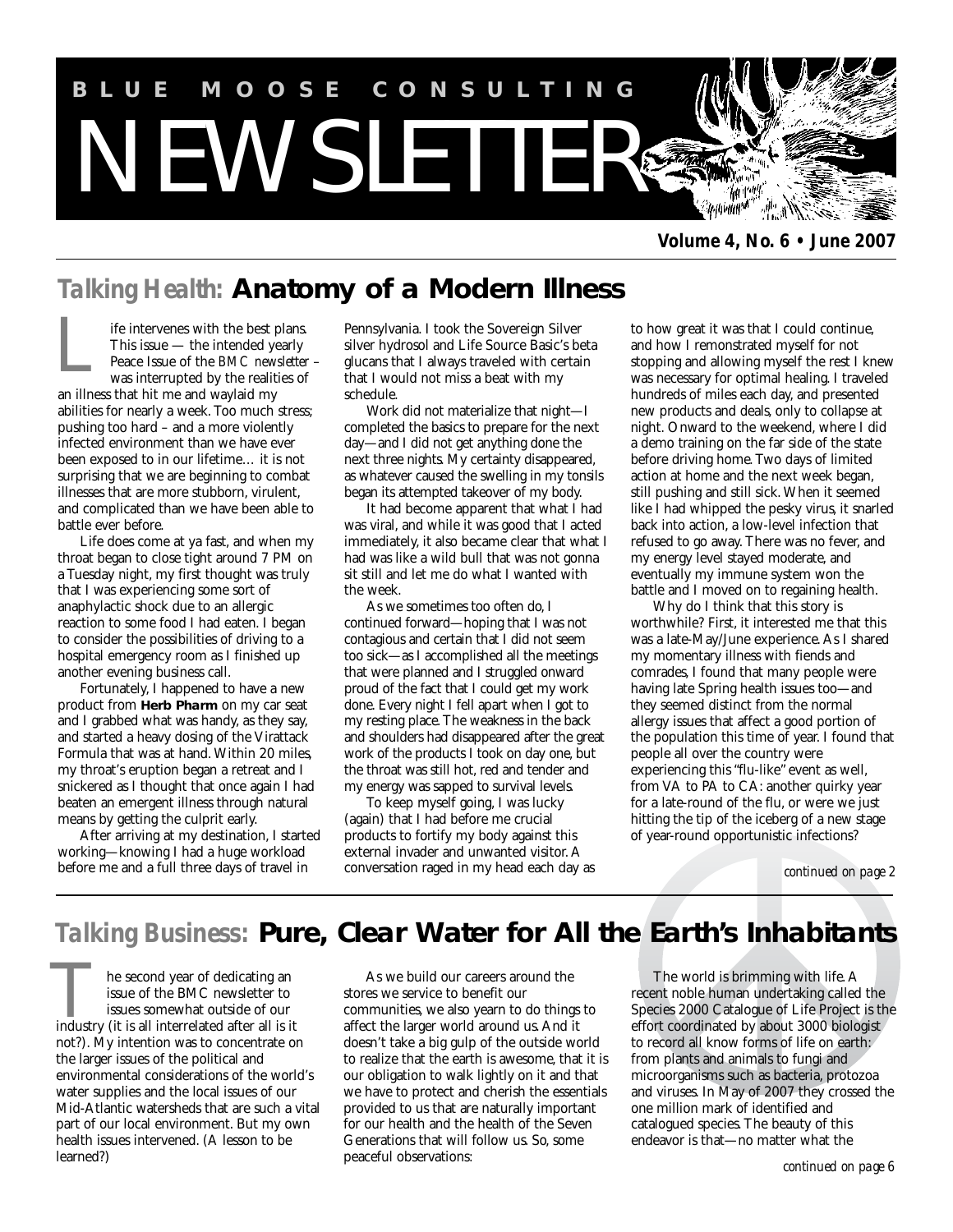# BLUE MOOSE CONSULTING NEWSLETTER

**Volume 4, No. 6 • June 2007**

## Talking Health: Anatomy of a Modern Illness

Life intervenes with the best plans. This issue — the intended yearly Peace Issue of the *BMC newsletter* – was interrupted by the realities of an illness that hit me and waylaid my abilities for nearly a week. Too much stress; pushing too hard – and a more violently infected environment than we have ever been exposed to in our lifetime… it is not surprising that we are beginning to combat illnesses that are more stubborn, virulent, and complicated than we have been able to battle ever before.

Life does come at ya fast, and when my throat began to close tight around 7 PM on a Tuesday night, my first thought was truly that I was experiencing some sort of anaphylactic shock due to an allergic reaction to some food I had eaten. I began to consider the possibilities of driving to a hospital emergency room as I finished up another evening business call.

Fortunately, I happened to have a new product from **Herb Pharm** on my car seat and I grabbed what was handy, as they say, and started a heavy dosing of the Virattack Formula that was at hand. Within 20 miles, my throat's eruption began a retreat and I snickered as I thought that once again I had beaten an emergent illness through natural means by getting the culprit early.

After arriving at my destination, I started working—knowing I had a huge workload before me and a full three days of travel in Pennsylvania. I took the Sovereign Silver silver hydrosol and Life Source Basic's beta glucans that I always traveled with certain that I would not miss a beat with my schedule.

Work did not materialize that night—I completed the basics to prepare for the next day—and I did not get anything done the next three nights. My certainty disappeared, as whatever caused the swelling in my tonsils began its attempted takeover of my body.

It had become apparent that what I had was viral, and while it was good that I acted immediately, it also became clear that what I had was like a wild bull that was not gonna sit still and let me do what I wanted with the week.

As we sometimes too often do, I continued forward—hoping that I was not contagious and certain that I did not seem too sick—as I accomplished all the meetings that were planned and I struggled onward proud of the fact that I could get my work done. Every night I fell apart when I got to my resting place. The weakness in the back and shoulders had disappeared after the great work of the products I took on day one, but the throat was still hot, red and tender and my energy was sapped to survival levels.

To keep myself going, I was lucky (again) that I had before me crucial products to fortify my body against this external invader and unwanted visitor. A conversation raged in my head each day as to how great it was that I could continue, and how I remonstrated myself for not stopping and allowing myself the rest I knew was necessary for optimal healing. I traveled hundreds of miles each day, and presented new products and deals, only to collapse at night. Onward to the weekend, where I did a demo training on the far side of the state before driving home. Two days of limited action at home and the next week began, still pushing and still sick. When it seemed like I had whipped the pesky virus, it snarled back into action, a low-level infection that refused to go away. There was no fever, and my energy level stayed moderate, and eventually my immune system won the battle and I moved on to regaining health.

Why do I think that this story is worthwhile? First, it interested me that this was a late-May/June experience. As I shared my momentary illness with fiends and comrades, I found that many people were having late Spring health issues too—and they seemed distinct from the normal allergy issues that affect a good portion of the population this time of year. I found that people all over the country were experiencing this "flu-like" event as well, from VA to PA to CA: another quirky year for a late-round of the flu, or were we just hitting the tip of the iceberg of a new stage of year-round opportunistic infections?

*continued on page 2*

## Talking Business: Pure, Clear Water for All the Earth's Inhabitants

The second year of dedicating an issue of the BMC newsletter to issues somewhat outside of our industry (it is all interrelated after all is it not?). My intention was to concentrate on the larger issues of the political and environmental considerations of the world's water supplies and the local issues of our Mid-Atlantic watersheds that are such a vital part of our local environment. But my own health issues intervened. (A lesson to be learned?)

As we build our careers around the stores we service to benefit our communities, we also yearn to do things to affect the larger world around us. And it doesn't take a big gulp of the outside world to realize that the earth is awesome, that it is our obligation to walk lightly on it and that we have to protect and cherish the essentials provided to us that are naturally important for our health and the health of the Seven Generations that will follow us. So, some peaceful observations:

The world is brimming with life. A recent noble human undertaking called the Species 2000 Catalogue of Life Project is the effort coordinated by about 3000 biologist to record all know forms of life on earth: from plants and animals to fungi and microorganisms such as bacteria, protozoa and viruses. In May of 2007 they crossed the one million mark of identified and catalogued species. The beauty of this endeavor is that—no matter what the

*continued on page 6*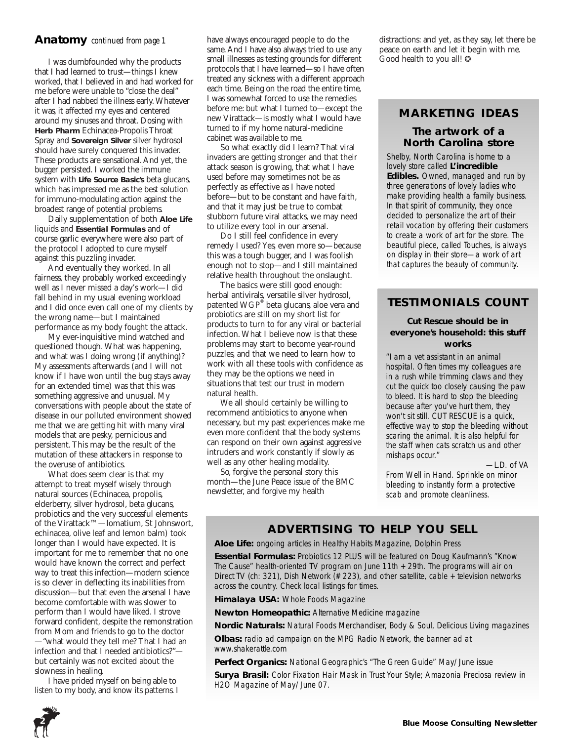## Anatomy *continued from page 1*

I was dumbfounded why the products that I had learned to trust—things I knew worked, that I believed in and had worked for me before were unable to "close the deal" after I had nabbed the illness early. Whatever it was, it affected my eyes and centered around my sinuses and throat. Dosing with **Herb Pharm** Echinacea-Propolis Throat Spray and **Sovereign Silver** silver hydrosol should have surely conquered this invader. These products are sensational. And yet, the bugger persisted. I worked the immune system with **Life Source Basic's** beta glucans, which has impressed me as the best solution for immuno-modulating action against the broadest range of potential problems.

Daily supplementation of both **Aloe Life** liquids and **Essential Formulas** and of course garlic everywhere were also part of the protocol I adopted to cure myself against this puzzling invader.

And eventually they worked. In all fairness, they probably worked exceedingly well as I never missed a day's work—I did fall behind in my usual evening workload and I did once even call one of my clients by the wrong name—but I maintained performance as my body fought the attack.

My ever-inquisitive mind watched and questioned though. What was happening, and what was I doing wrong (if anything)? My assessments afterwards (and I will not know if I have won until the bug stays away for an extended time) was that this was something aggressive and unusual. My conversations with people about the state of disease in our polluted environment showed me that we are getting hit with many viral models that are pesky, pernicious and persistent. This may be the result of the mutation of these attackers in response to the overuse of antibiotics.

What does seem clear is that my attempt to treat myself wisely through natural sources (Echinacea, propolis, elderberry, silver hydrosol, beta glucans, probiotics and the very successful elements of the Virattack™—lomatium, St Johnswort, echinacea, olive leaf and lemon balm) took longer than I would have expected. It is important for me to remember that no one would have known the correct and perfect way to treat this infection—modern science is so clever in deflecting its inabilities from discussion—but that even the arsenal I have become comfortable with was slower to perform than I would have liked. I strove forward confident, despite the remonstration from Mom and friends to go to the doctor—"what would they tell me? That I had an infection and that I needed antibiotics?"—but certainly was not excited about the slowness in healing.

I have prided myself on being able to listen to my body, and know its patterns. I have always encouraged people to do the same. And I have also always tried to use any small illnesses as testing grounds for different protocols that I have learned—so I have often treated any sickness with a different approach each time. Being on the road the entire time, I was somewhat forced to use the remedies before me: but what I turned to—except the new Virattack—is mostly what I would have turned to if my home natural-medicine cabinet was available to me.

So what exactly did I learn? That viral invaders are getting stronger and that their attack season is growing, that what I have used before may sometimes not be as perfectly as effective as I have noted before—but to be constant and have faith, and that it may just be true to combat stubborn future viral attacks, we may need to utilize every tool in our arsenal.

Do I still feel confidence in every remedy I used? Yes, even more so—because this was a tough bugger, and I was foolish enough not to stop—and I still maintained relative health throughout the onslaught.

The basics were still good enough: herbal antivirals, versatile silver hydrosol, patented WGP® beta glucans, aloe vera and probiotics are still on my short list for products to turn to for any viral or bacterial infection. What I believe now is that these problems may start to become year-round puzzles, and that we need to learn how to work with all these tools with confidence as they may be the options we need in situations that test our trust in modern natural health.

We all should certainly be willing to recommend antibiotics to anyone when necessary, but my past experiences make me even more confident that the body systems can respond on their own against aggressive intruders and work constantly if slowly as well as any other healing modality.

So, forgive the personal story this month—the June Peace issue of the BMC newsletter, and forgive my health distractions: and yet, as they say, let there be peace on earth and let it begin with me. Good health to you all! ❂

## MARKETING IDEAS

### The artwork of a North Carolina store

*Shelby, North Carolina is home to a lovely store called* ***L'incredible Edibles.*** *Owned, managed and run by three generations of lovely ladies who make providing health a family business. In that spirit of community, they once decided to personalize the art of their retail vocation by offering their customers to create a work of art for the store. The beautiful piece, called Touches, is always on display in their store—a work of art that captures the beauty of community.*

## TESTIMONIALS COUNT

**Cut Rescue should be in everyone's household: this stuff works**

*"I am a vet assistant in an animal hospital. Often times my colleagues are in a rush while trimming claws and they cut the quick too closely causing the paw to bleed. It is hard to stop the bleeding because after you've hurt them, they won't sit still. CUT RESCUE is a quick, effective way to stop the bleeding without scaring the animal. It is also helpful for the staff when cats scratch us and other mishaps occur."*

*—L.D. of VA*

*From Well in Hand. Sprinkle on minor bleeding to instantly form a protective scab and promote cleanliness.*

## ADVERTISING TO HELP YOU SELL

**Aloe Life:** *ongoing articles in Healthy Habits Magazine, Dolphin Press*

**Essential Formulas:** *Probiotics 12 PLUS will be featured on Doug Kaufmann's "Know The Cause" health-oriented TV program on June 11th + 29th. The programs will air on Direct TV (ch: 321), Dish Network (# 223), and other satellite, cable + television networks across the country. Check local listings for times.*

**Himalaya USA:** *Whole Foods Magazine*

**Newton Homeopathic:** *Alternative Medicine magazine*

**Nordic Naturals:** *Natural Foods Merchandiser, Body & Soul, Delicious Living magazines*

**Olbas:** *radio ad campaign on the MPG Radio Network, the banner ad at www.shakerattle.com*

**Perfect Organics:** *National Geographic's "The Green Guide" May/June issue*

**Surya Brasil:** *Color Fixation Hair Mask in Trust Your Style; Amazonia Preciosa review in H2O Magazine of May/June 07.*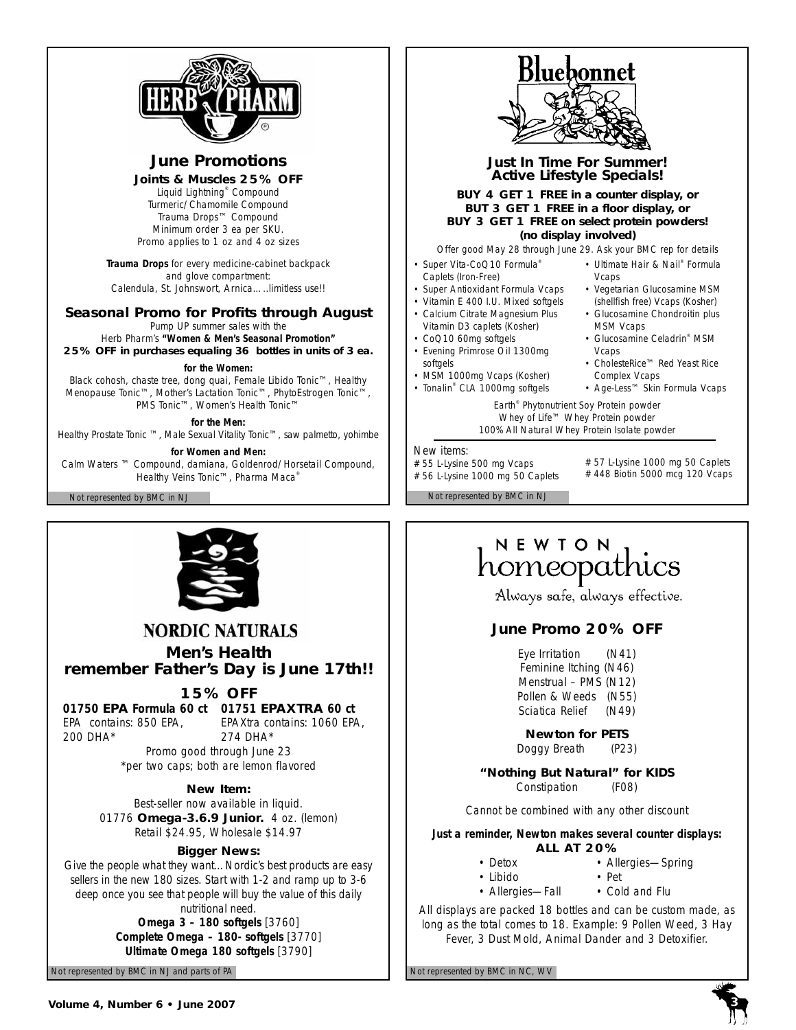## HERB PHARM

### June Promotions

**Joints & Muscles 25% OFF**

Liquid Lightning® Compound
Turmeric/Chamomile Compound
Trauma Drops™ Compound
Minimum order 3 ea per SKU.
Promo applies to 1 oz and 4 oz sizes

**Trauma Drops** for every medicine-cabinet backpack and glove compartment:
Calendula, St. Johnswort, Arnica.....limitless use!!

### Seasonal Promo for Profits through August

Pump UP summer sales with the Herb Pharm's **"Women & Men's Seasonal Promotion"**

**25% OFF in purchases equaling 36 bottles in units of 3 ea.**

**for the Women:**
Black cohosh, chaste tree, dong quai, Female Libido Tonic™, Healthy Menopause Tonic™, Mother's Lactation Tonic™, PhytoEstrogen Tonic™, PMS Tonic™, Women's Health Tonic™

**for the Men:**
Healthy Prostate Tonic ™, Male Sexual Vitality Tonic™, saw palmetto, yohimbe

**for Women and Men:**
Calm Waters ™ Compound, damiana, Goldenrod/Horsetail Compound, Healthy Veins Tonic™, Pharma Maca®

Not represented by BMC in NJ

## Bluebonnet

### Just In Time For Summer! Active Lifestyle Specials!

**BUY 4 GET 1 FREE in a counter display, or**
**BUT 3 GET 1 FREE in a floor display, or**
**BUY 3 GET 1 FREE on select protein powders! (no display involved)**

Offer good May 28 through June 29. Ask your BMC rep for details

- Super Vita-CoQ10 Formula® Caplets (Iron-Free)
- Super Antioxidant Formula Vcaps
- Vitamin E 400 I.U. Mixed softgels
- Calcium Citrate Magnesium Plus Vitamin D3 caplets (Kosher)
- CoQ10 60mg softgels
- Evening Primrose Oil 1300mg softgels
- MSM 1000mg Vcaps (Kosher)
- Tonalin® CLA 1000mg softgels
- Ultimate Hair & Nail® Formula Vcaps
- Vegetarian Glucosamine MSM (shellfish free) Vcaps (Kosher)
- Glucosamine Chondroitin plus MSM Vcaps
- Glucosamine Celadrin® MSM Vcaps
- CholesteRice™ Red Yeast Rice Complex Vcaps
- Age-Less™ Skin Formula Vcaps

Earth® Phytonutrient Soy Protein powder
Whey of Life™ Whey Protein powder
100% All Natural Whey Protein Isolate powder

New items:
#55 L-Lysine 500 mg Vcaps
#56 L-Lysine 1000 mg 50 Caplets
#57 L-Lysine 1000 mg 50 Caplets
#448 Biotin 5000 mcg 120 Vcaps

Not represented by BMC in NJ

## NORDIC NATURALS

### Men's Health remember Father's Day is June 17th!!

**15% OFF**

**01750 EPA Formula 60 ct**
EPA contains: 850 EPA, 200 DHA*

**01751 EPAXTRA 60 ct**
EPAXtra contains: 1060 EPA, 274 DHA*

Promo good through June 23
*per two caps; both are lemon flavored

**New Item:**
Best-seller now available in liquid.
01776 **Omega-3.6.9 Junior.** 4 oz. (lemon)
Retail $24.95, Wholesale $14.97

**Bigger News:**
Give the people what they want...Nordic's best products are easy sellers in the new 180 sizes. Start with 1-2 and ramp up to 3-6 deep once you see that people will buy the value of this daily nutritional need.

**Omega 3 – 180 softgels** [3760]
**Complete Omega – 180- softgels** [3770]
**Ultimate Omega 180 softgels** [3790]

Not represented by BMC in NJ and parts of PA

## NEWTON homeopathics

*Always safe, always effective.*

### June Promo 20% OFF

Eye Irritation (N41)
Feminine Itching (N46)
Menstrual – PMS (N12)
Pollen & Weeds (N55)
Sciatica Relief (N49)

**Newton for PETS**
Doggy Breath (P23)

**"Nothing But Natural" for KIDS**
Constipation (F08)

Cannot be combined with any other discount

***Just a reminder, Newton makes several counter displays:***
**ALL AT 20%**

- Detox
- Libido
- Allergies—Fall
- Allergies—Spring
- Pet
- Cold and Flu

All displays are packed 18 bottles and can be custom made, as long as the total comes to 18. Example: 9 Pollen Weed, 3 Hay Fever, 3 Dust Mold, Animal Dander and 3 Detoxifier.

Not represented by BMC in NC, WV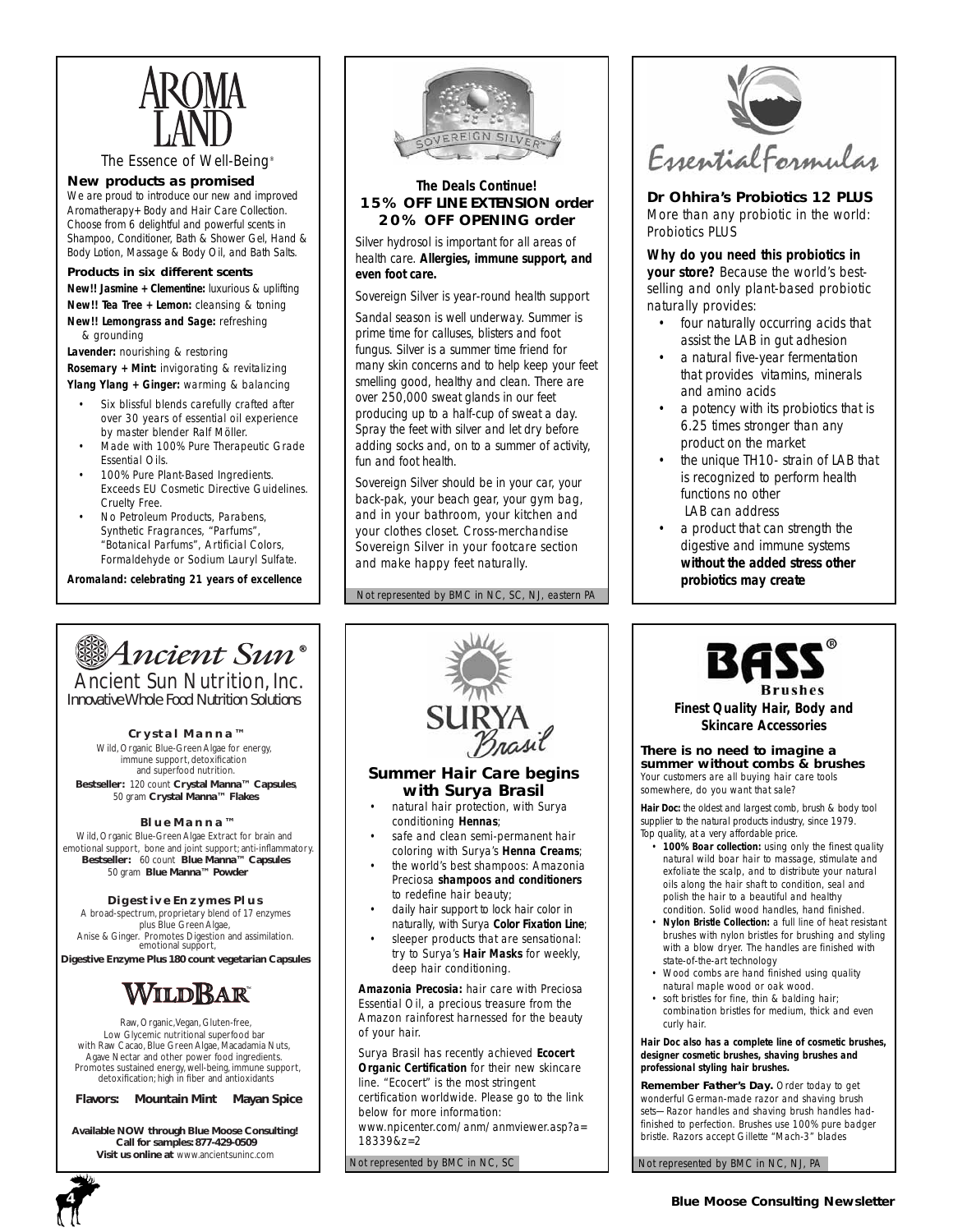# AROMA LAND

The Essence of Well-Being®

**New products as promised**

We are proud to introduce our new and improved Aromatherapy+ Body and Hair Care Collection. Choose from 6 delightful and powerful scents in Shampoo, Conditioner, Bath & Shower Gel, Hand & Body Lotion, Massage & Body Oil, and Bath Salts.

**Products in six different scents**

**New!! Jasmine + Clementine:** luxurious & uplifting
**New!! Tea Tree + Lemon:** cleansing & toning
**New!! Lemongrass and Sage:** refreshing & grounding
**Lavender:** nourishing & restoring
**Rosemary + Mint:** invigorating & revitalizing
**Ylang Ylang + Ginger:** warming & balancing

- Six blissful blends carefully crafted after over 30 years of essential oil experience by master blender Ralf Möller.
- Made with 100% Pure Therapeutic Grade Essential Oils.
- 100% Pure Plant-Based Ingredients. Exceeds EU Cosmetic Directive Guidelines. Cruelty Free.
- No Petroleum Products, Parabens, Synthetic Fragrances, "Parfums", "Botanical Parfums", Artificial Colors, Formaldehyde or Sodium Lauryl Sulfate.

**Aromaland: celebrating 21 years of excellence**

---

# SOVEREIGN SILVER

**The Deals Continue!**
**15% OFF LINE EXTENSION order**
**20% OFF OPENING order**

Silver hydrosol is important for all areas of health care. **Allergies, immune support, and even foot care.**

Sovereign Silver is year-round health support

Sandal season is well underway. Summer is prime time for calluses, blisters and foot fungus. Silver is a summer time friend for many skin concerns and to help keep your feet smelling good, healthy and clean. There are over 250,000 sweat glands in our feet producing up to a half-cup of sweat a day. Spray the feet with silver and let dry before adding socks and, on to a summer of activity, fun and foot health.

Sovereign Silver should be in your car, your back-pak, your beach gear, your gym bag, and in your bathroom, your kitchen and your clothes closet. Cross-merchandise Sovereign Silver in your footcare section and make happy feet naturally.

Not represented by BMC in NC, SC, NJ, eastern PA

---

# Essential Formulas

**Dr Ohhira's Probiotics 12 PLUS**

More than any probiotic in the world: Probiotics PLUS

**Why do you need this probiotics in your store?** Because the world's best-selling and only plant-based probiotic naturally provides:

- four naturally occurring acids that assist the LAB in gut adhesion
- a natural five-year fermentation that provides vitamins, minerals and amino acids
- a potency with its probiotics that is 6.25 times stronger than any product on the market
- the unique TH10- strain of LAB that is recognized to perform health functions no other LAB can address
- a product that can strength the digestive and immune systems **without the added stress other probiotics may create**

---

# Ancient Sun®

## Ancient Sun Nutrition, Inc.

*Innovative Whole Food Nutrition Solutions*

**Crystal Manna™**

Wild, Organic Blue-Green Algae for energy, immune support, detoxification and superfood nutrition.
**Bestseller:** 120 count **Crystal Manna™ Capsules**, 50 gram **Crystal Manna™ Flakes**

**Blue Manna™**

Wild, Organic Blue-Green Algae Extract for brain and emotional support, bone and joint support; anti-inflammatory.
**Bestseller:** 60 count **Blue Manna™ Capsules** 50 gram **Blue Manna™ Powder**

**Digestive Enzymes Plus**

A broad-spectrum, proprietary blend of 17 enzymes plus Blue Green Algae, Anise & Ginger. Promotes Digestion and assimilation. emotional support,
**Digestive Enzyme Plus 180 count vegetarian Capsules**

# WILDBAR™

Raw, Organic, Vegan, Gluten-free, Low Glycemic nutritional superfood bar with Raw Cacao, Blue Green Algae, Macadamia Nuts, Agave Nectar and other power food ingredients. Promotes sustained energy, well-being, immune support, detoxification; high in fiber and antioxidants

**Flavors: Mountain Mint Mayan Spice**

**Available NOW through Blue Moose Consulting!**
**Call for samples: 877-429-0509**
**Visit us online at** www.ancientsuninc.com

---

# SURYA Brasil

## Summer Hair Care begins with Surya Brasil

- natural hair protection, with Surya conditioning **Hennas**;
- safe and clean semi-permanent hair coloring with Surya's **Henna Creams**;
- the world's best shampoos: Amazonia Preciosa **shampoos and conditioners** to redefine hair beauty;
- daily hair support to lock hair color in naturally, with Surya **Color Fixation Line**;
- sleeper products that are sensational: try to Surya's **Hair Masks** for weekly, deep hair conditioning.

**Amazonia Precosia:** hair care with Preciosa Essential Oil, a precious treasure from the Amazon rainforest harnessed for the beauty of your hair.

Surya Brasil has recently achieved **Ecocert Organic Certification** for their new skincare line. "Ecocert" is the most stringent certification worldwide. Please go to the link below for more information:
www.npicenter.com/anm/anmviewer.asp?a=18339&z=2

Not represented by BMC in NC, SC

---

# BASS® Brushes

**Finest Quality Hair, Body and Skincare Accessories**

**There is no need to imagine a summer without combs & brushes**

Your customers are all buying hair care tools somewhere, do you want that sale?

**Hair Doc:** the oldest and largest comb, brush & body tool supplier to the natural products industry, since 1979. Top quality, at a very affordable price.

- **100% Boar collection:** using only the finest quality natural wild boar hair to massage, stimulate and exfoliate the scalp, and to distribute your natural oils along the hair shaft to condition, seal and polish the hair to a beautiful and healthy condition. Solid wood handles, hand finished.
- **Nylon Bristle Collection:** a full line of heat resistant brushes with nylon bristles for brushing and styling with a blow dryer. The handles are finished with state-of-the-art technology
- Wood combs are hand finished using quality natural maple wood or oak wood.
- soft bristles for fine, thin & balding hair; combination bristles for medium, thick and even curly hair.

**Hair Doc also has a complete line of cosmetic brushes, designer cosmetic brushes, shaving brushes and professional styling hair brushes.**

**Remember Father's Day.** Order today to get wonderful German-made razor and shaving brush sets—Razor handles and shaving brush handles had-finished to perfection. Brushes use 100% pure badger bristle. Razors accept Gillette "Mach-3" blades

Not represented by BMC in NC, NJ, PA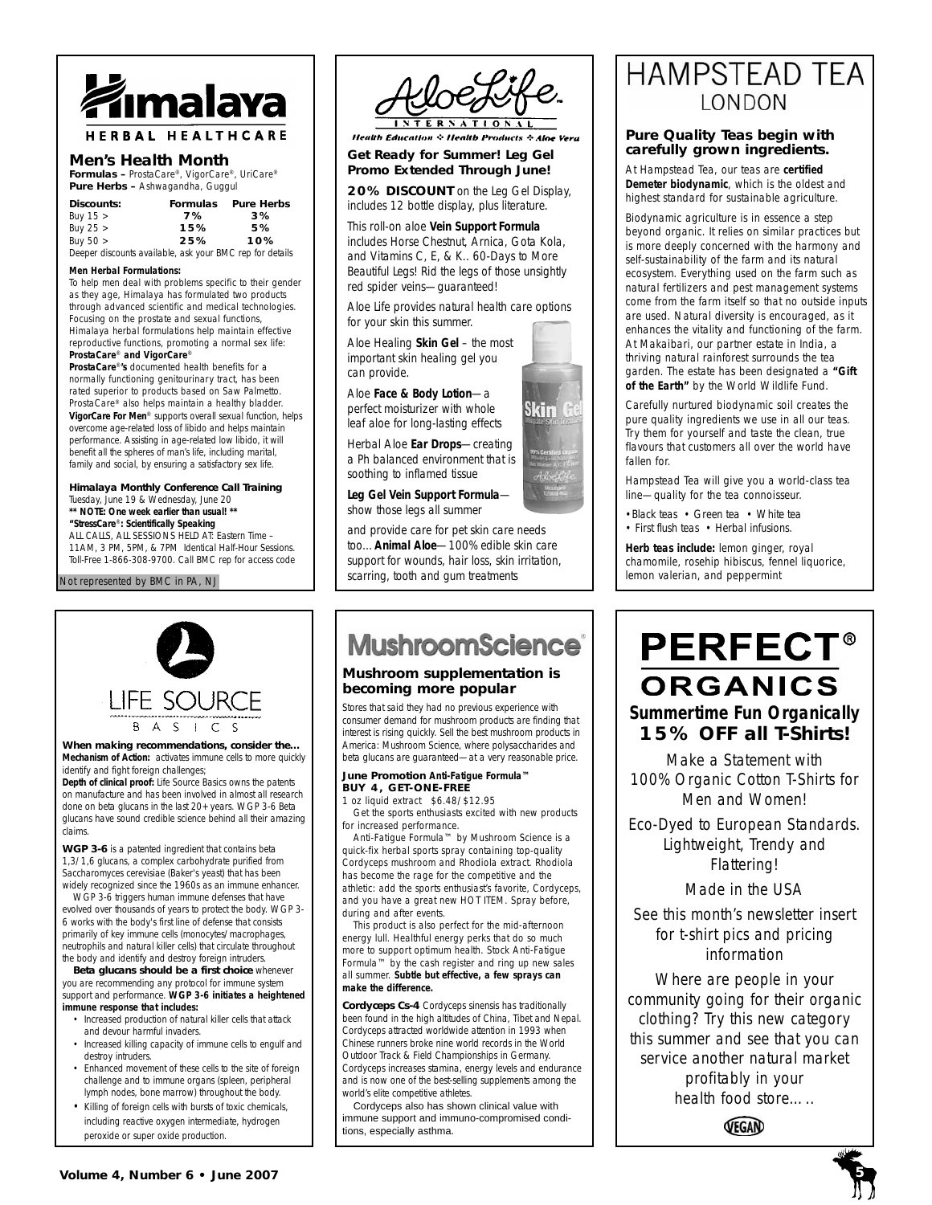# Himalaya

HERBAL HEALTHCARE

## Men's Health Month

**Formulas –** ProstaCare®, VigorCare®, UriCare®
**Pure Herbs –** Ashwagandha, Guggul

| Discounts: | Formulas | Pure Herbs |
|---|---|---|
| Buy 15 > | 7% | 3% |
| Buy 25 > | 15% | 5% |
| Buy 50 > | 25% | 10% |

Deeper discounts available, ask your BMC rep for details

**Men Herbal Formulations:**
To help men deal with problems specific to their gender as they age, Himalaya has formulated two products through advanced scientific and medical technologies. Focusing on the prostate and sexual functions, Himalaya herbal formulations help maintain effective reproductive functions, promoting a normal sex life:
**ProstaCare® and VigorCare®**
**ProstaCare®'s** documented health benefits for a normally functioning genitourinary tract, has been rated superior to products based on Saw Palmetto. ProstaCare® also helps maintain a healthy bladder.
**VigorCare For Men®** supports overall sexual function, helps overcome age-related loss of libido and helps maintain performance. Assisting in age-related low libido, it will benefit all the spheres of man's life, including marital, family and social, by ensuring a satisfactory sex life.

**Himalaya Monthly Conference Call Training**
Tuesday, June 19 & Wednesday, June 20
**\*\* NOTE: One week earlier than usual! \*\***
**"StressCare®: Scientifically Speaking**
ALL CALLS, ALL SESSIONS HELD AT: Eastern Time – 11AM, 3 PM, 5PM, & 7PM Identical Half-Hour Sessions. Toll-Free 1-866-308-9700. Call BMC rep for access code

Not represented by BMC in PA, NJ

# AloeLife

INTERNATIONAL

*Health Education ✣ Health Products ✣ Aloe Vera*

**Get Ready for Summer! Leg Gel Promo Extended Through June!**

**20% DISCOUNT** on the Leg Gel Display, includes 12 bottle display, plus literature.

This roll-on aloe **Vein Support Formula** includes Horse Chestnut, Arnica, Gota Kola, and Vitamins C, E, & K.. 60-Days to More Beautiful Legs! Rid the legs of those unsightly red spider veins—guaranteed!

Aloe Life provides natural health care options for your skin this summer.

Aloe Healing **Skin Gel** – the most important skin healing gel you can provide.

Aloe **Face & Body Lotion**—a perfect moisturizer with whole leaf aloe for long-lasting effects

Herbal Aloe **Ear Drops**—creating a Ph balanced environment that is soothing to inflamed tissue

**Leg Gel Vein Support Formula**—show those legs all summer

and provide care for pet skin care needs too…**Animal Aloe**—100% edible skin care support for wounds, hair loss, skin irritation, scarring, tooth and gum treatments

# HAMPSTEAD TEA
LONDON

**Pure Quality Teas begin with carefully grown ingredients.**

At Hampstead Tea, our teas are **certified Demeter biodynamic**, which is the oldest and highest standard for sustainable agriculture.

Biodynamic agriculture is in essence a step beyond organic. It relies on similar practices but is more deeply concerned with the harmony and self-sustainability of the farm and its natural ecosystem. Everything used on the farm such as natural fertilizers and pest management systems come from the farm itself so that no outside inputs are used. Natural diversity is encouraged, as it enhances the vitality and functioning of the farm. At Makaibari, our partner estate in India, a thriving natural rainforest surrounds the tea garden. The estate has been designated a **"Gift of the Earth"** by the World Wildlife Fund.

Carefully nurtured biodynamic soil creates the pure quality ingredients we use in all our teas. Try them for yourself and taste the clean, true flavours that customers all over the world have fallen for.

Hampstead Tea will give you a world-class tea line—quality for the tea connoisseur.

- Black teas • Green tea • White tea
- First flush teas • Herbal infusions.

**Herb teas include:** lemon ginger, royal chamomile, rosehip hibiscus, fennel liquorice, lemon valerian, and peppermint

# LIFE SOURCE BASICS

**When making recommendations, consider the…**
**Mechanism of Action:** activates immune cells to more quickly identify and fight foreign challenges;
**Depth of clinical proof:** Life Source Basics owns the patents on manufacture and has been involved in almost all research done on beta glucans in the last 20+ years. WGP 3-6 Beta glucans have sound credible science behind all their amazing claims.

**WGP 3-6** is a patented ingredient that contains beta 1,3/1,6 glucans, a complex carbohydrate purified from Saccharomyces cerevisiae (Baker's yeast) that has been widely recognized since the 1960s as an immune enhancer.

WGP 3-6 triggers human immune defenses that have evolved over thousands of years to protect the body. WGP 3-6 works with the body's first line of defense that consists primarily of key immune cells (monocytes/macrophages, neutrophils and natural killer cells) that circulate throughout the body and identify and destroy foreign intruders.

**Beta glucans should be a first choice** whenever you are recommending any protocol for immune system support and performance. **WGP 3-6 initiates a heightened immune response that includes:**

- Increased production of natural killer cells that attack and devour harmful invaders.
- Increased killing capacity of immune cells to engulf and destroy intruders.
- Enhanced movement of these cells to the site of foreign challenge and to immune organs (spleen, peripheral lymph nodes, bone marrow) throughout the body.
- Killing of foreign cells with bursts of toxic chemicals, including reactive oxygen intermediate, hydrogen peroxide or super oxide production.

# MushroomScience®

**Mushroom supplementation is becoming more popular**

Stores that said they had no previous experience with consumer demand for mushroom products are finding that interest is rising quickly. Sell the best mushroom products in America: Mushroom Science, where polysaccharides and beta glucans are guaranteed—at a very reasonable price.

**June Promotion Anti-Fatigue Formula™**
**BUY 4, GET-ONE-FREE**
1 oz liquid extract $6.48/$12.95

Get the sports enthusiasts excited with new products for increased performance.

Anti-Fatigue Formula™ by Mushroom Science is a quick-fix herbal sports spray containing top-quality Cordyceps mushroom and Rhodiola extract. Rhodiola has become the rage for the competitive and the athletic: add the sports enthusiast's favorite, Cordyceps, and you have a great new HOT ITEM. Spray before, during and after events.

This product is also perfect for the mid-afternoon energy lull. Healthful energy perks that do so much more to support optimum health. Stock Anti-Fatigue Formula™ by the cash register and ring up new sales all summer. **Subtle but effective, a few sprays can make the difference.**

**Cordyceps Cs-4** Cordyceps sinensis has traditionally been found in the high altitudes of China, Tibet and Nepal. Cordyceps attracted worldwide attention in 1993 when Chinese runners broke nine world records in the World Outdoor Track & Field Championships in Germany. Cordyceps increases stamina, energy levels and endurance and is now one of the best-selling supplements among the world's elite competitive athletes.

Cordyceps also has shown clinical value with immune support and immuno-compromised conditions, especially asthma.

# PERFECT® ORGANICS

***Summertime Fun Organically***
**15% OFF all T-Shirts!**

Make a Statement with 100% Organic Cotton T-Shirts for Men and Women!

Eco-Dyed to European Standards. Lightweight, Trendy and Flattering!

Made in the USA

See this month's newsletter insert for t-shirt pics and pricing information

Where are people in your community going for their organic clothing? Try this new category this summer and see that you can service another natural market profitably in your health food store…..

VEGAN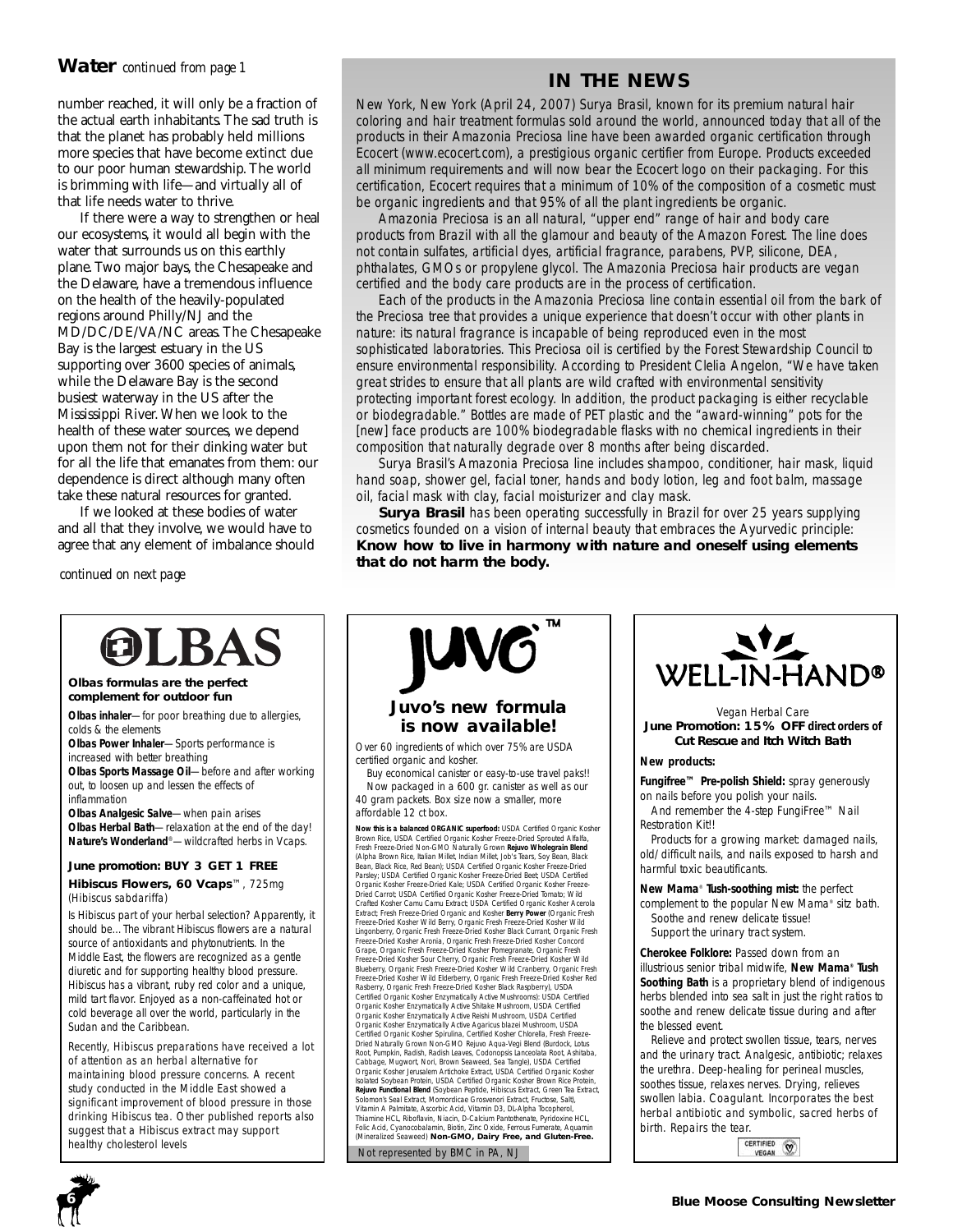## Water *continued from page 1*

number reached, it will only be a fraction of the actual earth inhabitants. The sad truth is that the planet has probably held millions more species that have become extinct due to our poor human stewardship. The world is brimming with life—and virtually all of that life needs water to thrive.

If there were a way to strengthen or heal our ecosystems, it would all begin with the water that surrounds us on this earthly plane. Two major bays, the Chesapeake and the Delaware, have a tremendous influence on the health of the heavily-populated regions around Philly/NJ and the MD/DC/DE/VA/NC areas. The Chesapeake Bay is the largest estuary in the US supporting over 3600 species of animals, while the Delaware Bay is the second busiest waterway in the US after the Mississippi River. When we look to the health of these water sources, we depend upon them not for their dinking water but for all the life that emanates from them: our dependence is direct although many often take these natural resources for granted.

If we looked at these bodies of water and all that they involve, we would have to agree that any element of imbalance should

*continued on next page*

## IN THE NEWS

*New York, New York (April 24, 2007) Surya Brasil, known for its premium natural hair coloring and hair treatment formulas sold around the world, announced today that all of the products in their Amazonia Preciosa line have been awarded organic certification through Ecocert (www.ecocert.com), a prestigious organic certifier from Europe. Products exceeded all minimum requirements and will now bear the Ecocert logo on their packaging. For this certification, Ecocert requires that a minimum of 10% of the composition of a cosmetic must be organic ingredients and that 95% of all the plant ingredients be organic.*

*Amazonia Preciosa is an all natural, "upper end" range of hair and body care products from Brazil with all the glamour and beauty of the Amazon Forest. The line does not contain sulfates, artificial dyes, artificial fragrance, parabens, PVP, silicone, DEA, phthalates, GMOs or propylene glycol. The Amazonia Preciosa hair products are vegan certified and the body care products are in the process of certification.*

*Each of the products in the Amazonia Preciosa line contain essential oil from the bark of the Preciosa tree that provides a unique experience that doesn't occur with other plants in nature: its natural fragrance is incapable of being reproduced even in the most sophisticated laboratories. This Preciosa oil is certified by the Forest Stewardship Council to ensure environmental responsibility. According to President Clelia Angelon, "We have taken great strides to ensure that all plants are wild crafted with environmental sensitivity protecting important forest ecology. In addition, the product packaging is either recyclable or biodegradable." Bottles are made of PET plastic and the "award-winning" pots for the [new] face products are 100% biodegradable flasks with no chemical ingredients in their composition that naturally degrade over 8 months after being discarded.*

*Surya Brasil's Amazonia Preciosa line includes shampoo, conditioner, hair mask, liquid hand soap, shower gel, facial toner, hands and body lotion, leg and foot balm, massage oil, facial mask with clay, facial moisturizer and clay mask.*

***Surya Brasil** has been operating successfully in Brazil for over 25 years supplying cosmetics founded on a vision of internal beauty that embraces the Ayurvedic principle:* ***Know how to live in harmony with nature and oneself using elements that do not harm the body.***

---

# OLBAS

**Olbas formulas are the perfect complement for outdoor fun**

**Olbas inhaler**—for poor breathing due to allergies, colds & the elements

**Olbas Power Inhaler**—Sports performance is increased with better breathing

**Olbas Sports Massage Oil**—before and after working out, to loosen up and lessen the effects of inflammation

**Olbas Analgesic Salve**—when pain arises

**Olbas Herbal Bath**—relaxation at the end of the day!

**Nature's Wonderland**®—wildcrafted herbs in Vcaps.

**June promotion: BUY 3 GET 1 FREE**

**Hibiscus Flowers, 60 Vcaps**™, 725mg (*Hibiscus sabdariffa*)

*Is Hibiscus part of your herbal selection? Apparently, it should be... The vibrant Hibiscus flowers are a natural source of antioxidants and phytonutrients. In the Middle East, the flowers are recognized as a gentle diuretic and for supporting healthy blood pressure. Hibiscus has a vibrant, ruby red color and a unique, mild tart flavor. Enjoyed as a non-caffeinated hot or cold beverage all over the world, particularly in the Sudan and the Caribbean.*

*Recently, Hibiscus preparations have received a lot of attention as an herbal alternative for maintaining blood pressure concerns. A recent study conducted in the Middle East showed a significant improvement of blood pressure in those drinking Hibiscus tea. Other published reports also suggest that a Hibiscus extract may support healthy cholesterol levels*

---

# JUVO™

### Juvo's new formula is now available!

*Over 60 ingredients of which over 75% are USDA certified organic and kosher.*

*Buy economical canister or easy-to-use travel paks!! Now packaged in a 600 gr. canister as well as our 40 gram packets. Box size now a smaller, more affordable 12 ct box.*

**Now this is a balanced ORGANIC superfood:** USDA Certified Organic Kosher Brown Rice, USDA Certified Organic Kosher Freeze-Dried Sprouted Alfalfa, Fresh Freeze-Dried Non-GMO Naturally Grown **Rejuvo Wholegrain Blend** (Alpha Brown Rice, Italian Millet, Indian Millet, Job's Tears, Soy Bean, Black Bean, Black Rice, Red Bean); USDA Certified Organic Kosher Freeze-Dried Parsley; USDA Certified Organic Kosher Freeze-Dried Beet; USDA Certified Organic Kosher Freeze-Dried Kale; USDA Certified Organic Kosher Freeze-Dried Carrot; USDA Certified Organic Kosher Freeze-Dried Tomato; Wild Crafted Kosher Camu Camu Extract; USDA Certified Organic Kosher Acerola Extract; Fresh Freeze-Dried Organic and Kosher **Berry Power** (Organic Fresh Freeze-Dried Kosher Wild Berry, Organic Fresh Freeze-Dried Kosher Wild Lingonberry, Organic Fresh Freeze-Dried Kosher Black Currant, Organic Fresh Freeze-Dried Kosher Aronia, Organic Fresh Freeze-Dried Kosher Concord Grape, Organic Fresh Freeze-Dried Kosher Pomegranate, Organic Fresh Freeze-Dried Kosher Sour Cherry, Organic Fresh Freeze-Dried Kosher Wild Blueberry, Organic Fresh Freeze-Dried Kosher Wild Cranberry, Organic Fresh Freeze-Dried Kosher Wild Elderberry, Organic Fresh Freeze-Dried Kosher Red Rasberry, Organic Fresh Freeze-Dried Kosher Black Raspberry), USDA Certified Organic Kosher Enzymatically Active Mushrooms): USDA Certified Organic Kosher Enzymatically Active Shitake Mushroom, USDA Certified Organic Kosher Enzymatically Active Reishi Mushroom, USDA Certified Organic Kosher Enzymatically Active Agaricus blazei Mushroom, USDA Certified Organic Kosher Spirulina, Certified Kosher Chlorella, Fresh Freeze-Dried Naturally Grown Non-GMO Rejuvo Aqua-Vegi Blend (Burdock, Lotus Root, Pumpkin, Radish, Radish Leaves, Codonopsis Lanceolata Root, Ashitaba, Cabbage, Mugwort, Nori, Brown Seaweed, Sea Tangle), USDA Certified Organic Kosher Jerusalem Artichoke Extract, USDA Certified Organic Kosher Isolated Soybean Protein, USDA Certified Organic Kosher Brown Rice Protein, **Rejuvo Functional Blend** (Soybean Peptide, Hibiscus Extract, Green Tea Extract, Solomon's Seal Extract, Momordicae Grosvenori Extract, Fructose, Salt), Vitamin A Palmitate, Ascorbic Acid, Vitamin D3, DL-Alpha Tocopherol, Thiamine HCL, Riboflavin, Niacin, D-Calcium Pantothenate, Pyridoxine HCL, Folic Acid, Cyanocobalamin, Biotin, Zinc Oxide, Ferrous Fumerate, Aquamin (Mineralized Seaweed) **Non-GMO, Dairy Free, and Gluten-Free.**

Not represented by BMC in PA, NJ

---

# WELL-IN-HAND®

*Vegan Herbal Care*

**June Promotion: 15% OFF direct orders of Cut Rescue and Itch Witch Bath**

**New products:**

**Fungifree™ Pre-polish Shield:** spray generously on nails before you polish your nails.

And remember the 4-step FungiFree™ Nail Restoration Kit!!

Products for a growing market: damaged nails, old/difficult nails, and nails exposed to harsh and harmful toxic beautificants.

**New Mama® Tush-soothing mist:** the perfect complement to the popular New Mama® sitz bath.

Soothe and renew delicate tissue!

Support the urinary tract system.

**Cherokee Folklore:** Passed down from an illustrious senior tribal midwife, **New Mama® Tush Soothing Bath** is a proprietary blend of indigenous herbs blended into sea salt in just the right ratios to soothe and renew delicate tissue during and after the blessed event.

Relieve and protect swollen tissue, tears, nerves and the urinary tract. Analgesic, antibiotic; relaxes the urethra. Deep-healing for perineal muscles, soothes tissue, relaxes nerves. Drying, relieves swollen labia. Coagulant. Incorporates the best herbal antibiotic and symbolic, sacred herbs of birth. Repairs the tear.

CERTIFIED VEGAN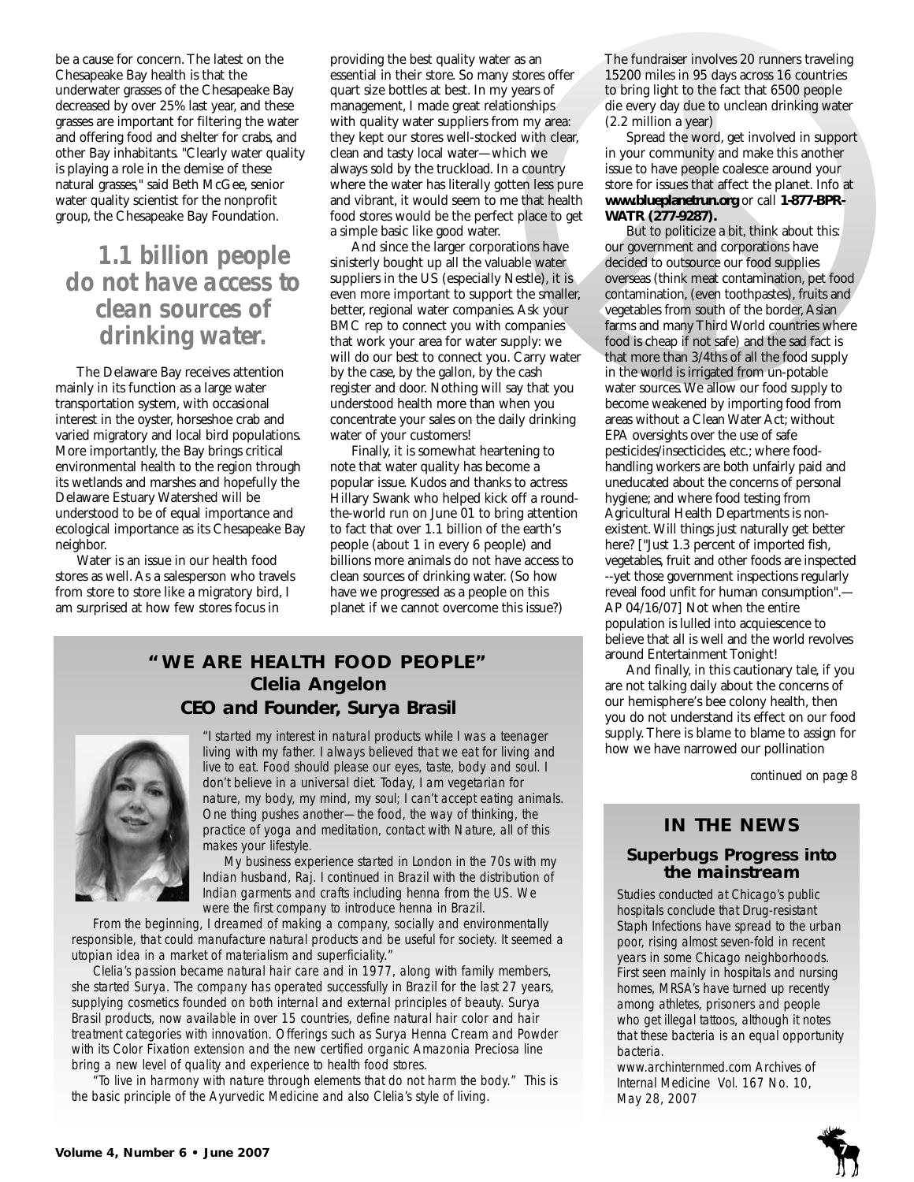be a cause for concern. The latest on the Chesapeake Bay health is that the underwater grasses of the Chesapeake Bay decreased by over 25% last year, and these grasses are important for filtering the water and offering food and shelter for crabs, and other Bay inhabitants. "Clearly water quality is playing a role in the demise of these natural grasses," said Beth McGee, senior water quality scientist for the nonprofit group, the Chesapeake Bay Foundation.

> **1.1 billion people do not have access to clean sources of drinking water.**

The Delaware Bay receives attention mainly in its function as a large water transportation system, with occasional interest in the oyster, horseshoe crab and varied migratory and local bird populations. More importantly, the Bay brings critical environmental health to the region through its wetlands and marshes and hopefully the Delaware Estuary Watershed will be understood to be of equal importance and ecological importance as its Chesapeake Bay neighbor.

Water is an issue in our health food stores as well. As a salesperson who travels from store to store like a migratory bird, I am surprised at how few stores focus in providing the best quality water as an essential in their store. So many stores offer quart size bottles at best. In my years of management, I made great relationships with quality water suppliers from my area: they kept our stores well-stocked with clear, clean and tasty local water—which we always sold by the truckload. In a country where the water has literally gotten less pure and vibrant, it would seem to me that health food stores would be the perfect place to get a simple basic like good water.

And since the larger corporations have sinisterly bought up all the valuable water suppliers in the US (especially Nestle), it is even more important to support the smaller, better, regional water companies. Ask your BMC rep to connect you with companies that work your area for water supply: we will do our best to connect you. Carry water by the case, by the gallon, by the cash register and door. Nothing will say that you understood health more than when you concentrate your sales on the daily drinking water of your customers!

Finally, it is somewhat heartening to note that water quality has become a popular issue. Kudos and thanks to actress Hillary Swank who helped kick off a round-the-world run on June 01 to bring attention to fact that over 1.1 billion of the earth's people (about 1 in every 6 people) and billions more animals do not have access to clean sources of drinking water. (So how have we progressed as a people on this planet if we cannot overcome this issue?) The fundraiser involves 20 runners traveling 15200 miles in 95 days across 16 countries to bring light to the fact that 6500 people die every day due to unclean drinking water (2.2 million a year)

Spread the word, get involved in support in your community and make this another issue to have people coalesce around your store for issues that affect the planet. Info at **www.blueplanetrun.org** or call **1-877-BPR-WATR (277-9287).**

But to politicize a bit, think about this: our government and corporations have decided to outsource our food supplies overseas (think meat contamination, pet food contamination, (even toothpastes), fruits and vegetables from south of the border, Asian farms and many Third World countries where food is cheap if not safe) and the sad fact is that more than 3/4ths of all the food supply in the world is irrigated from un-potable water sources. We allow our food supply to become weakened by importing food from areas without a Clean Water Act; without EPA oversights over the use of safe pesticides/insecticides, etc.; where food-handling workers are both unfairly paid and uneducated about the concerns of personal hygiene; and where food testing from Agricultural Health Departments is non-existent. Will things just naturally get better here? ["Just 1.3 percent of imported fish, vegetables, fruit and other foods are inspected --yet those government inspections regularly reveal food unfit for human consumption".—AP 04/16/07] Not when the entire population is lulled into acquiescence to believe that all is well and the world revolves around Entertainment Tonight!

And finally, in this cautionary tale, if you are not talking daily about the concerns of our hemisphere's bee colony health, then you do not understand its effect on our food supply. There is blame to assign for how we have narrowed our pollination

*continued on page 8*

## "WE ARE HEALTH FOOD PEOPLE"
### Clelia Angelon
### CEO and Founder, Surya Brasil

*"I started my interest in natural products while I was a teenager living with my father. I always believed that we eat for living and live to eat. Food should please our eyes, taste, body and soul. I don't believe in a universal diet. Today, I am vegetarian for nature, my body, my mind, my soul; I can't accept eating animals. One thing pushes another—the food, the way of thinking, the practice of yoga and meditation, contact with Nature, all of this makes your lifestyle.*

*My business experience started in London in the 70s with my Indian husband, Raj. I continued in Brazil with the distribution of Indian garments and crafts including henna from the US. We were the first company to introduce henna in Brazil.*

*From the beginning, I dreamed of making a company, socially and environmentally responsible, that could manufacture natural products and be useful for society. It seemed a utopian idea in a market of materialism and superficiality."*

*Clelia's passion became natural hair care and in 1977, along with family members, she started Surya. The company has operated successfully in Brazil for the last 27 years, supplying cosmetics founded on both internal and external principles of beauty. Surya Brasil products, now available in over 15 countries, define natural hair color and hair treatment categories with innovation. Offerings such as Surya Henna Cream and Powder with its Color Fixation extension and the new certified organic Amazonia Preciosa line bring a new level of quality and experience to health food stores.*

*"To live in harmony with nature through elements that do not harm the body." This is the basic principle of the Ayurvedic Medicine and also Clelia's style of living.*

## IN THE NEWS

### Superbugs Progress into the mainstream

*Studies conducted at Chicago's public hospitals conclude that Drug-resistant Staph Infections have spread to the urban poor, rising almost seven-fold in recent years in some Chicago neighborhoods. First seen mainly in hospitals and nursing homes, MRSA's have turned up recently among athletes, prisoners and people who get illegal tattoos, although it notes that these bacteria is an equal opportunity bacteria.*

*www.archinternmed.com Archives of Internal Medicine Vol. 167 No. 10, May 28, 2007*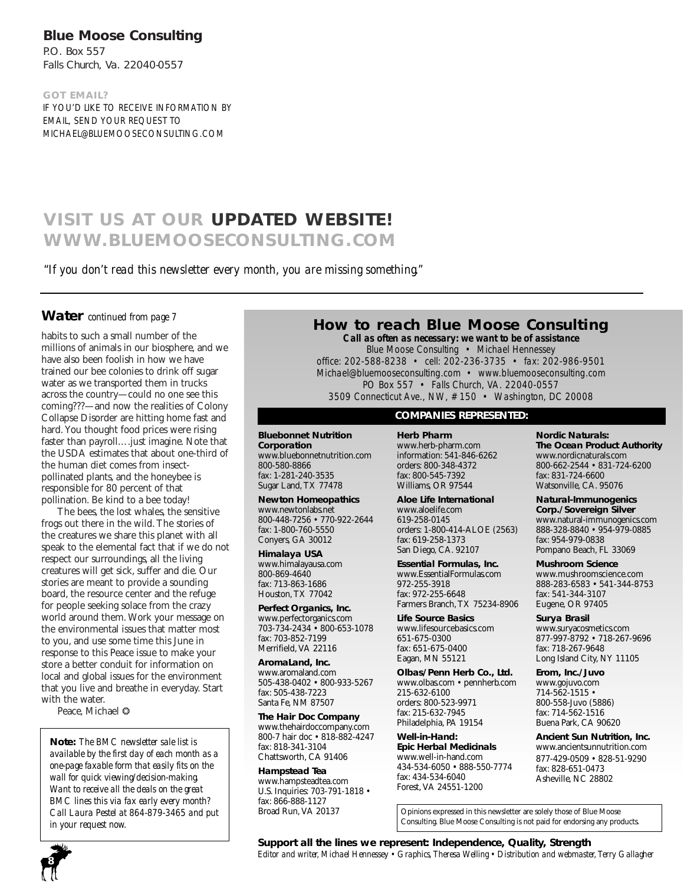**Blue Moose Consulting**
P.O. Box 557
Falls Church, Va. 22040-0557

**GOT EMAIL?**
IF YOU'D LIKE TO RECEIVE INFORMATION BY EMAIL, SEND YOUR REQUEST TO MICHAEL@BLUEMOOSECONSULTING.COM

## VISIT US AT OUR UPDATED WEBSITE! WWW.BLUEMOOSECONSULTING.COM

*"If you don't read this newsletter every month, you are missing something."*

### Water *continued from page 7*

habits to such a small number of the millions of animals in our biosphere, and we have also been foolish in how we have trained our bee colonies to drink off sugar water as we transported them in trucks across the country—could no one see this coming???—and now the realities of Colony Collapse Disorder are hitting home fast and hard. You thought food prices were rising faster than payroll….just imagine. Note that the USDA estimates that about one-third of the human diet comes from insect-pollinated plants, and the honeybee is responsible for 80 percent of that pollination. Be kind to a bee today!

The bees, the lost whales, the sensitive frogs out there in the wild. The stories of the creatures we share this planet with all speak to the elemental fact that if we do not respect our surroundings, all the living creatures will get sick, suffer and die. Our stories are meant to provide a sounding board, the resource center and the refuge for people seeking solace from the crazy world around them. Work your message on the environmental issues that matter most to you, and use some time this June in response to this Peace issue to make your store a better conduit for information on local and global issues for the environment that you live and breathe in everyday. Start with the water.

Peace, Michael ✪

**Note:** *The BMC newsletter sale list is available by the first day of each month as a one-page faxable form that easily fits on the wall for quick viewing/decision-making. Want to receive all the deals on the great BMC lines this via fax early every month? Call Laura Pestel at 864-879-3465 and put in your request now.*

## How to reach Blue Moose Consulting

***Call as often as necessary: we want to be of assistance***
*Blue Moose Consulting • Michael Hennessey*
*office: 202-588-8238 • cell: 202-236-3735 • fax: 202-986-9501*
*Michael@bluemooseconsulting.com • www.bluemooseconsulting.com*
*PO Box 557 • Falls Church, VA. 22040-0557*
*3509 Connecticut Ave., NW, # 150 • Washington, DC 20008*

### COMPANIES REPRESENTED:

**Bluebonnet Nutrition Corporation**
www.bluebonnetnutrition.com
800-580-8866
fax: 1-281-240-3535
Sugar Land, TX 77478

**Newton Homeopathics**
www.newtonlabs.net
800-448-7256 • 770-922-2644
fax: 1-800-760-5550
Conyers, GA 30012

**Himalaya USA**
www.himalayausa.com
800-869-4640
fax: 713-863-1686
Houston, TX 77042

**Perfect Organics, Inc.**
www.perfectorganics.com
703-734-2434 • 800-653-1078
fax: 703-852-7199
Merrifield, VA 22116

**AromaLand, Inc.**
www.aromaland.com
505-438-0402 • 800-933-5267
fax: 505-438-7223
Santa Fe, NM 87507

**The Hair Doc Company**
www.thehairdoccompany.com
800-7 hair doc • 818-882-4247
fax: 818-341-3104
Chattsworth, CA 91406

**Hampstead Tea**
www.hampsteadtea.com
U.S. Inquiries: 703-791-1818 •
fax: 866-888-1127
Broad Run, VA 20137

**Herb Pharm**
www.herb-pharm.com
information: 541-846-6262
orders: 800-348-4372
fax: 800-545-7392
Williams, OR 97544

**Aloe Life International**
www.aloelife.com
619-258-0145
orders: 1-800-414-ALOE (2563)
fax: 619-258-1373
San Diego, CA. 92107

**Essential Formulas, Inc.**
www.EssentialFormulas.com
972-255-3918
fax: 972-255-6648
Farmers Branch, TX 75234-8906

**Life Source Basics**
www.lifesourcebasics.com
651-675-0300
fax: 651-675-0400
Eagan, MN 55121

**Olbas/Penn Herb Co., Ltd.**
www.olbas.com • pennherb.com
215-632-6100
orders: 800-523-9971
fax: 215-632-7945
Philadelphia, PA 19154

**Well-in-Hand: Epic Herbal Medicinals**
www.well-in-hand.com
434-534-6050 • 888-550-7774
fax: 434-534-6040
Forest, VA 24551-1200

**Nordic Naturals: The Ocean Product Authority**
www.nordicnaturals.com
800-662-2544 • 831-724-6200
fax: 831-724-6600
Watsonville, CA. 95076

**Natural-Immunogenics Corp./Sovereign Silver**
www.natural-immunogenics.com
888-328-8840 • 954-979-0885
fax: 954-979-0838
Pompano Beach, FL 33069

**Mushroom Science**
www.mushroomscience.com
888-283-6583 • 541-344-8753
fax: 541-344-3107
Eugene, OR 97405

**Surya Brasil**
www.suryacosmetics.com
877-997-8792 • 718-267-9696
fax: 718-267-9648
Long Island City, NY 11105

**Erom, Inc./Juvo**
www.gojuvo.com
714-562-1515 •
800-558-Juvo (5886)
fax: 714-562-1516
Buena Park, CA 90620

**Ancient Sun Nutrition, Inc.**
www.ancientsunnutrition.com
877-429-0509 • 828-51-9290
fax: 828-651-0473
Asheville, NC 28802

Opinions expressed in this newsletter are solely those of Blue Moose Consulting. Blue Moose Consulting is not paid for endorsing any products.

**Support all the lines we represent: Independence, Quality, Strength**
*Editor and writer, Michael Hennessey • Graphics, Theresa Welling • Distribution and webmaster, Terry Gallagher*